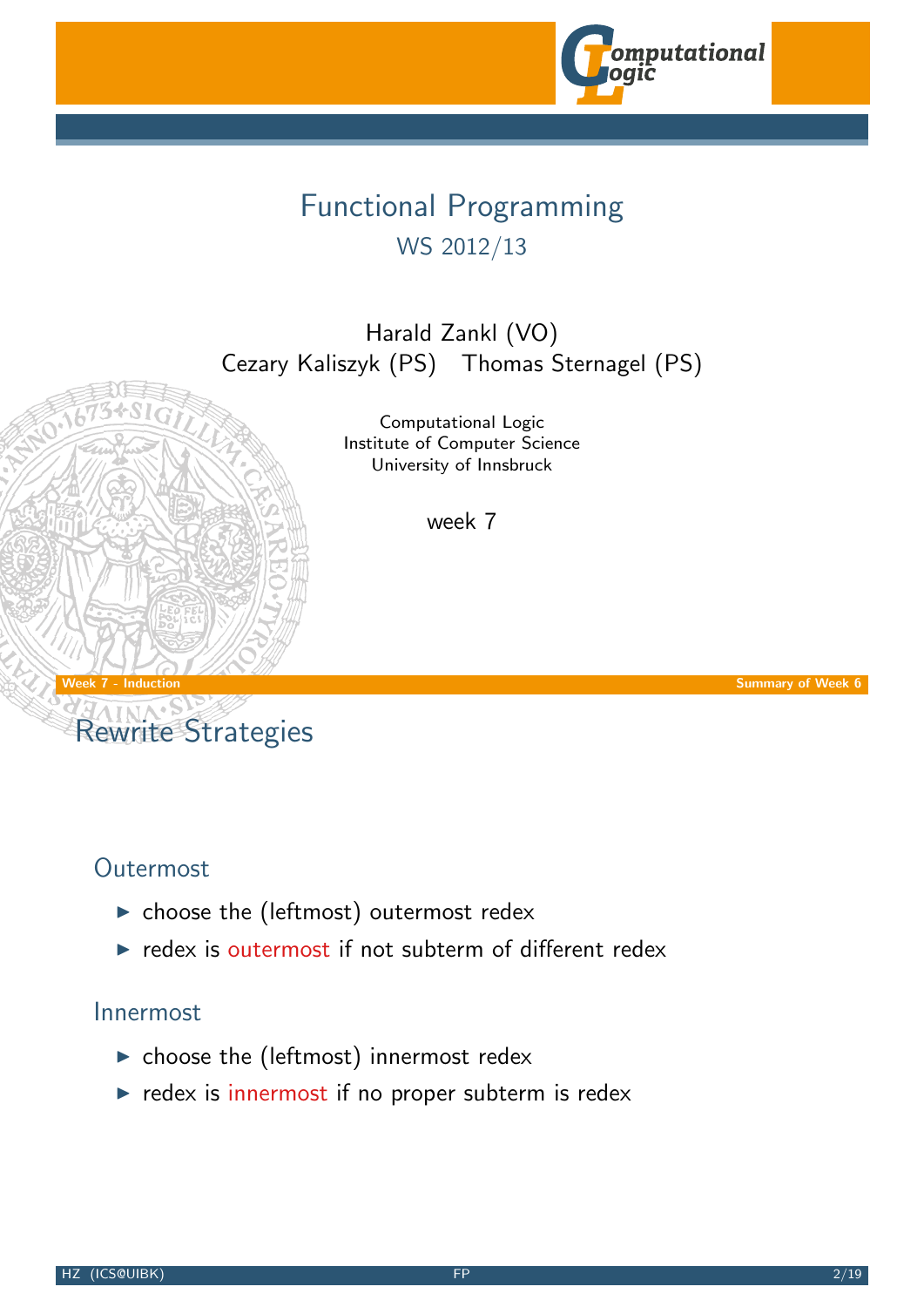# Functional Programming

## WS 2012/13

Harald Zankl (VO)
Cezary Kaliszyk (PS) Thomas Sternagel (PS)

Computational Logic
Institute of Computer Science
University of Innsbruck

week 7

## Rewrite Strategies

### Outermost

- choose the (leftmost) outermost redex
- redex is outermost if not subterm of different redex

### Innermost

- choose the (leftmost) innermost redex
- redex is innermost if no proper subterm is redex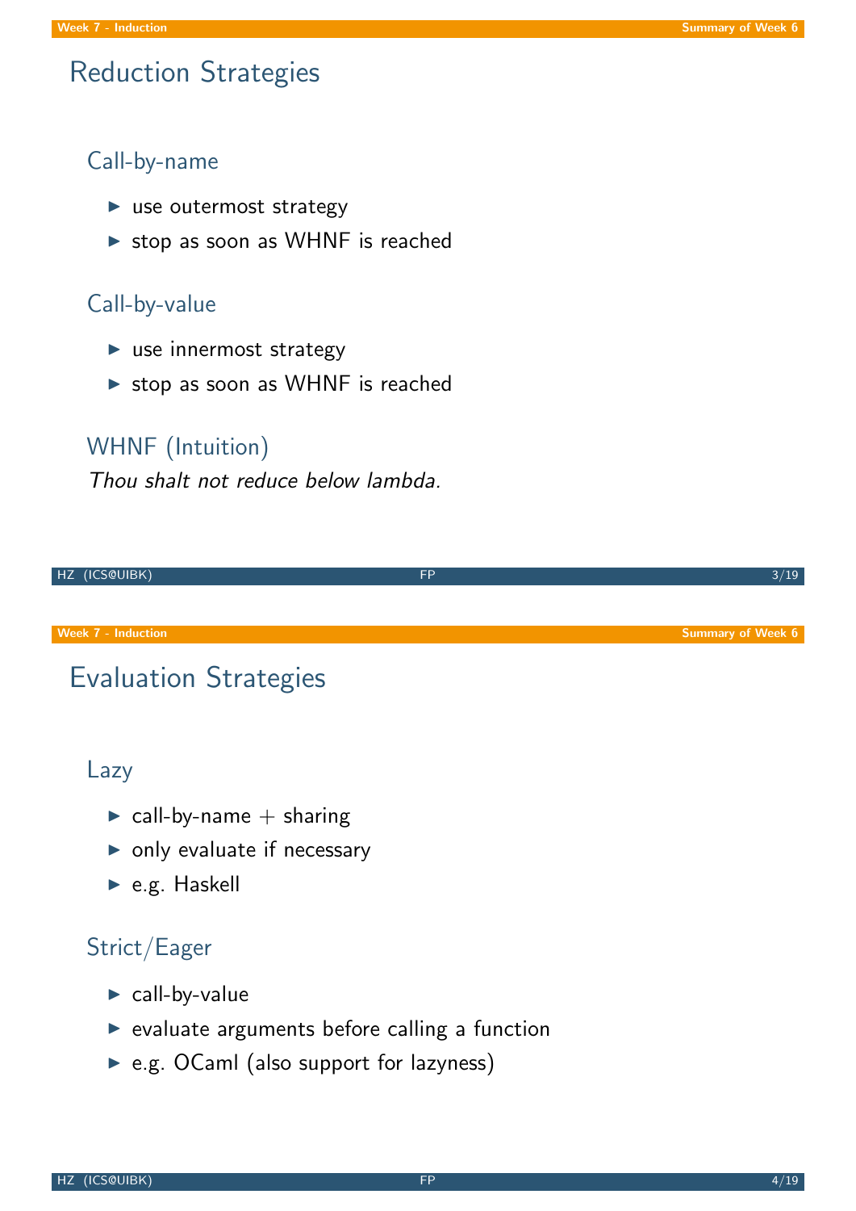# Reduction Strategies

## Call-by-name

- use outermost strategy
- stop as soon as WHNF is reached

## Call-by-value

- use innermost strategy
- stop as soon as WHNF is reached

## WHNF (Intuition)

*Thou shalt not reduce below lambda.*

# Evaluation Strategies

## Lazy

- call-by-name + sharing
- only evaluate if necessary
- e.g. Haskell

## Strict/Eager

- call-by-value
- evaluate arguments before calling a function
- e.g. OCaml (also support for lazyness)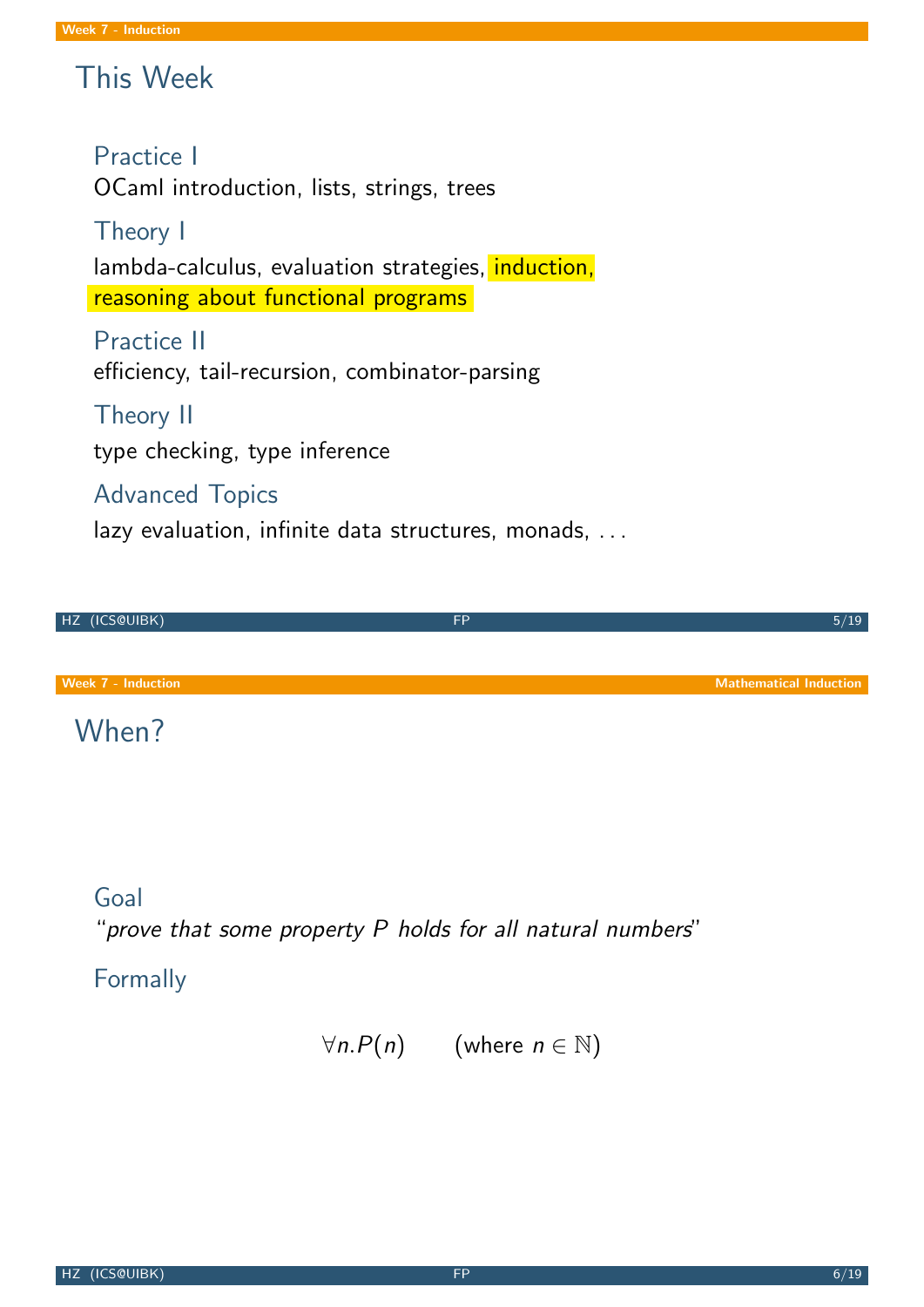## This Week

### Practice I
OCaml introduction, lists, strings, trees

### Theory I
lambda-calculus, evaluation strategies, induction, reasoning about functional programs

### Practice II
efficiency, tail-recursion, combinator-parsing

### Theory II
type checking, type inference

### Advanced Topics
lazy evaluation, infinite data structures, monads, . . .

## When?

### Goal
“*prove that some property P holds for all natural numbers*”

### Formally

$$\forall n.P(n) \qquad \text{(where } n \in \mathbb{N}\text{)}$$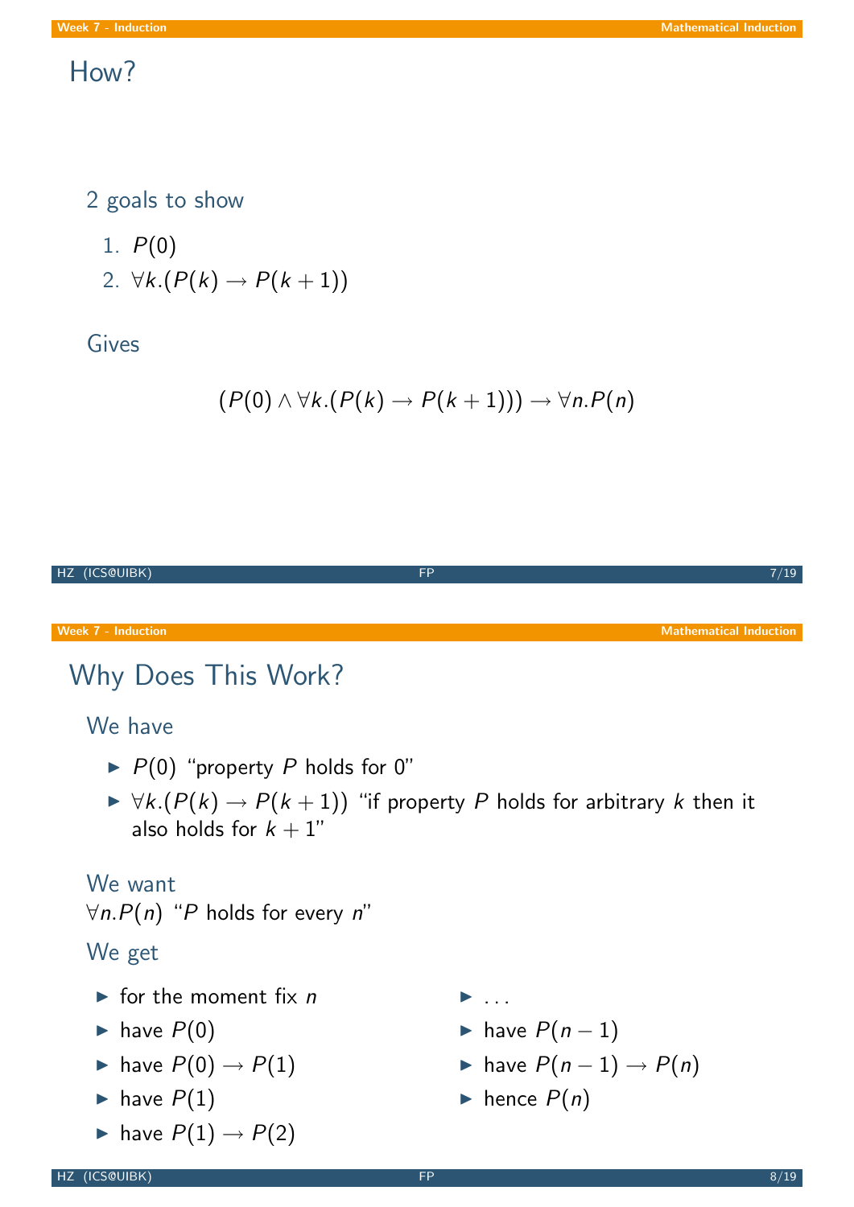## How?

### 2 goals to show

1. $P(0)$
2. $\forall k.(P(k) \rightarrow P(k+1))$

### Gives

$$(P(0) \wedge \forall k.(P(k) \rightarrow P(k+1))) \rightarrow \forall n.P(n)$$

## Why Does This Work?

### We have

- $P(0)$ "property $P$ holds for 0"
- $\forall k.(P(k) \rightarrow P(k+1))$ "if property $P$ holds for arbitrary $k$ then it also holds for $k+1$"

### We want

$\forall n.P(n)$ "$P$ holds for every $n$"

### We get

- for the moment fix $n$
- have $P(0)$
- have $P(0) \rightarrow P(1)$
- have $P(1)$
- have $P(1) \rightarrow P(2)$
- ...
- have $P(n-1)$
- have $P(n-1) \rightarrow P(n)$
- hence $P(n)$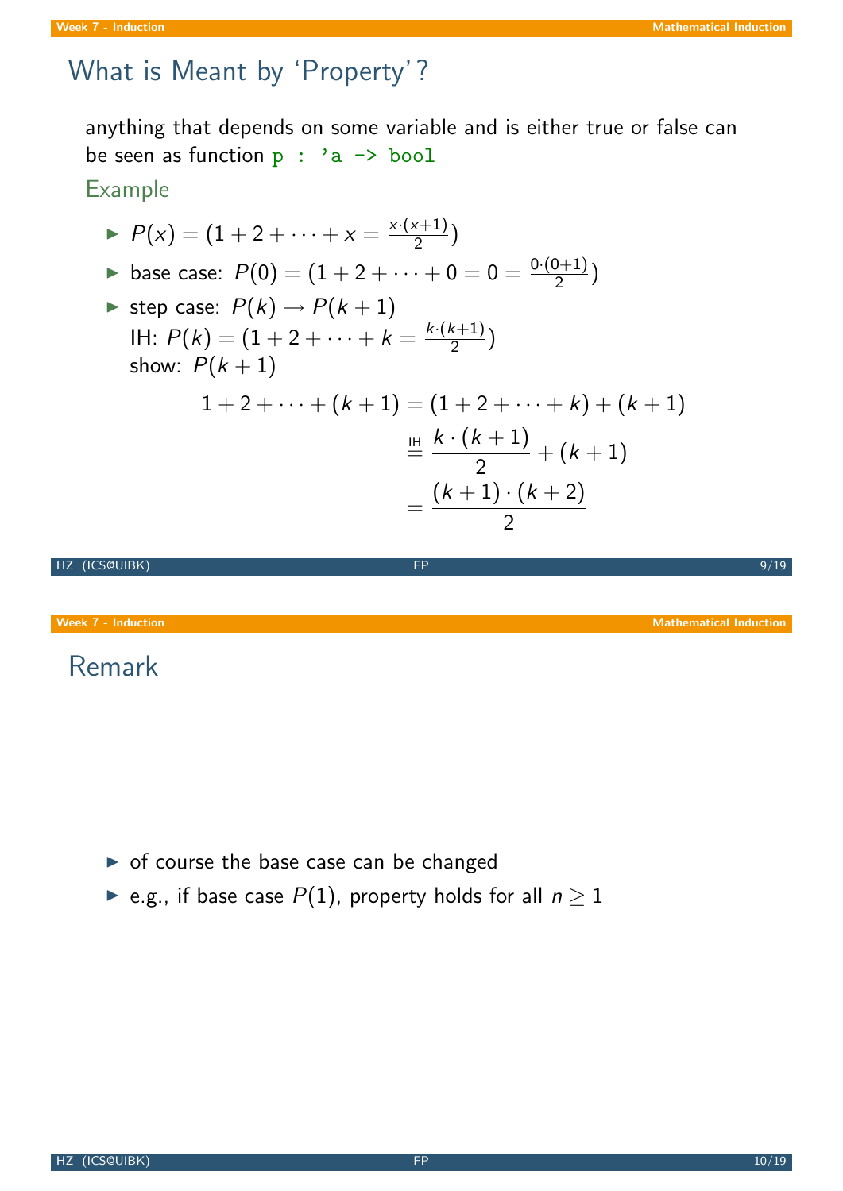## What is Meant by 'Property'?

anything that depends on some variable and is either true or false can be seen as function `p : 'a -> bool`

### Example

- $P(x) = (1 + 2 + \cdots + x = \frac{x \cdot (x+1)}{2})$
- base case: $P(0) = (1 + 2 + \cdots + 0 = 0 = \frac{0 \cdot (0+1)}{2})$
- step case: $P(k) \to P(k+1)$
  IH: $P(k) = (1 + 2 + \cdots + k = \frac{k \cdot (k+1)}{2})$
  show: $P(k+1)$

$$
\begin{aligned}
1 + 2 + \cdots + (k+1) &= (1 + 2 + \cdots + k) + (k+1) \\
&\stackrel{\text{IH}}{=} \frac{k \cdot (k+1)}{2} + (k+1) \\
&= \frac{(k+1) \cdot (k+2)}{2}
\end{aligned}
$$

## Remark

- of course the base case can be changed
- e.g., if base case $P(1)$, property holds for all $n \geq 1$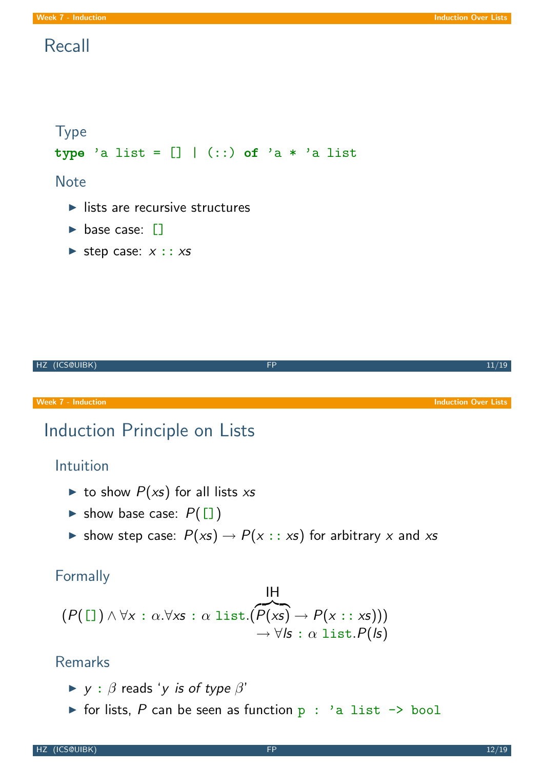# Recall

## Type

```
type 'a list = [] | (::) of 'a * 'a list
```

## Note

- lists are recursive structures
- base case: `[]`
- step case: $x$ `::` $xs$

# Induction Principle on Lists

## Intuition

- to show $P(xs)$ for all lists $xs$
- show base case: $P(\texttt{[]})$
- show step case: $P(xs) \to P(x :: xs)$ for arbitrary $x$ and $xs$

## Formally

$$(P(\texttt{[]}) \land \forall x : \alpha . \forall xs : \alpha \ \texttt{list} . (\overbrace{P(xs)}^{\text{IH}} \to P(x :: xs))) \to \forall ls : \alpha \ \texttt{list} . P(ls)$$

## Remarks

- $y : \beta$ reads '*$y$ is of type $\beta$*'
- for lists, $P$ can be seen as function `p : 'a list -> bool`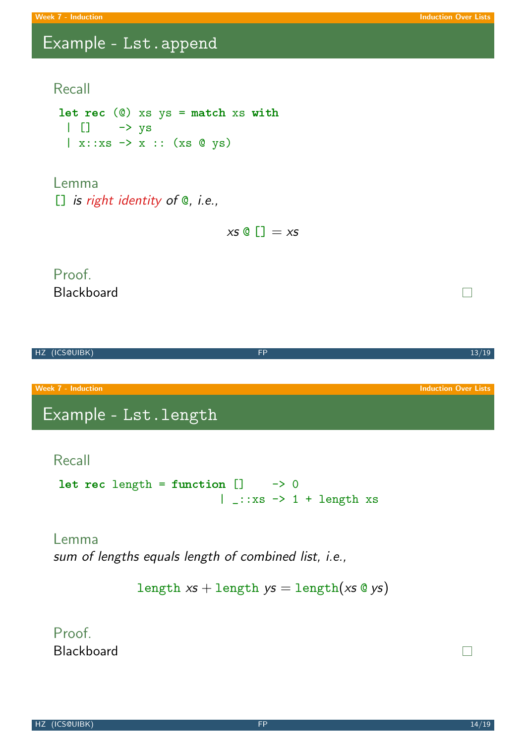## Example - Lst.append

### Recall

```
let rec (@) xs ys = match xs with
  | []    -> ys
  | x::xs -> x :: (xs @ ys)
```

### Lemma

*`[]` is right identity of `@`, i.e.,*

$$xs \mathbin{@} [\,] = xs$$

### Proof.

Blackboard □

## Example - Lst.length

### Recall

```
let rec length = function []    -> 0
                        | _::xs -> 1 + length xs
```

### Lemma

*sum of lengths equals length of combined list, i.e.,*

$$\texttt{length}\ xs + \texttt{length}\ ys = \texttt{length}(xs \mathbin{@} ys)$$

### Proof.

Blackboard □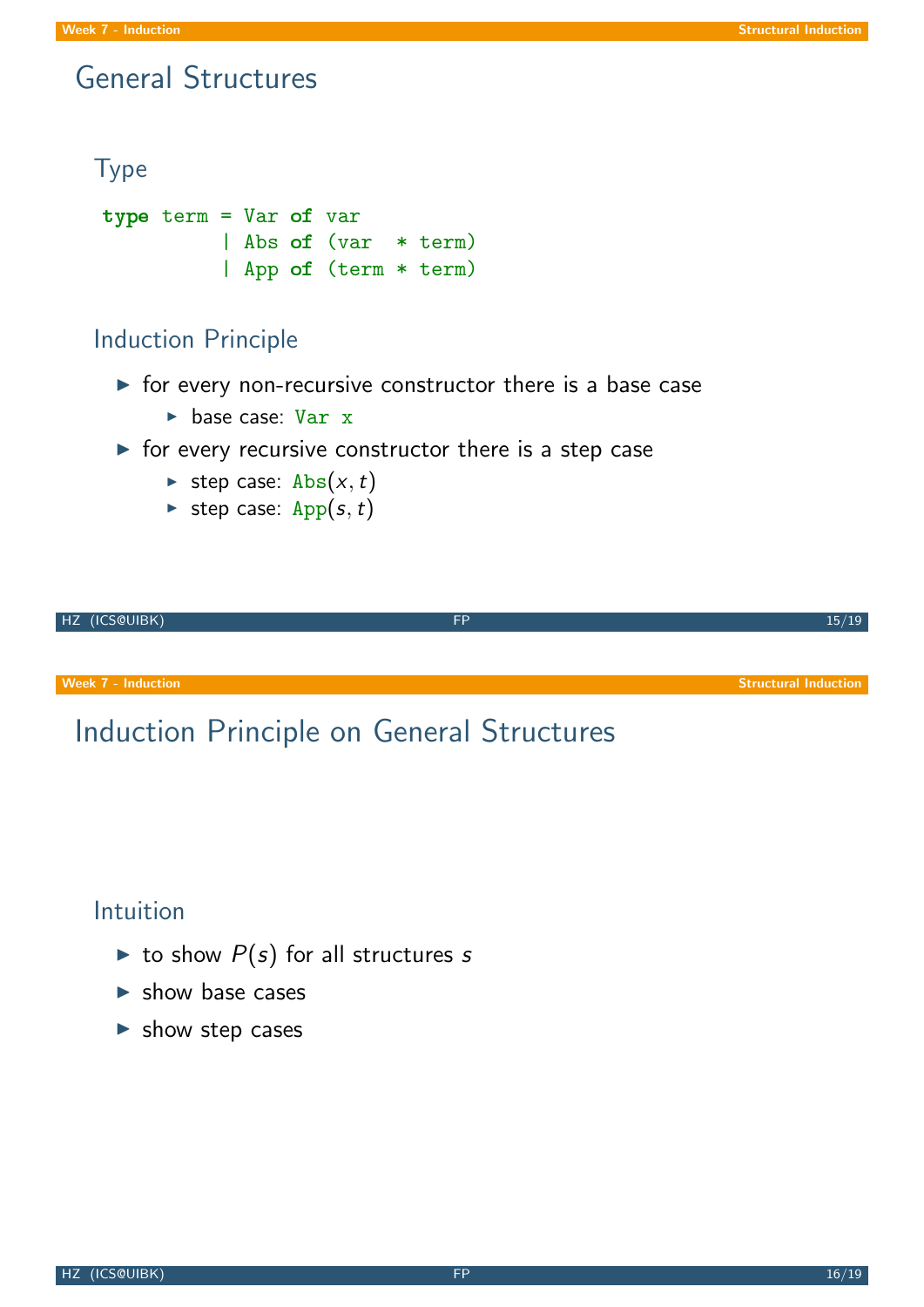# General Structures

## Type

```
type term = Var of var
          | Abs of (var  * term)
          | App of (term * term)
```

## Induction Principle

- for every non-recursive constructor there is a base case
  - base case: `Var x`
- for every recursive constructor there is a step case
  - step case: `Abs`$(x, t)$
  - step case: `App`$(s, t)$

# Induction Principle on General Structures

## Intuition

- to show $P(s)$ for all structures $s$
- show base cases
- show step cases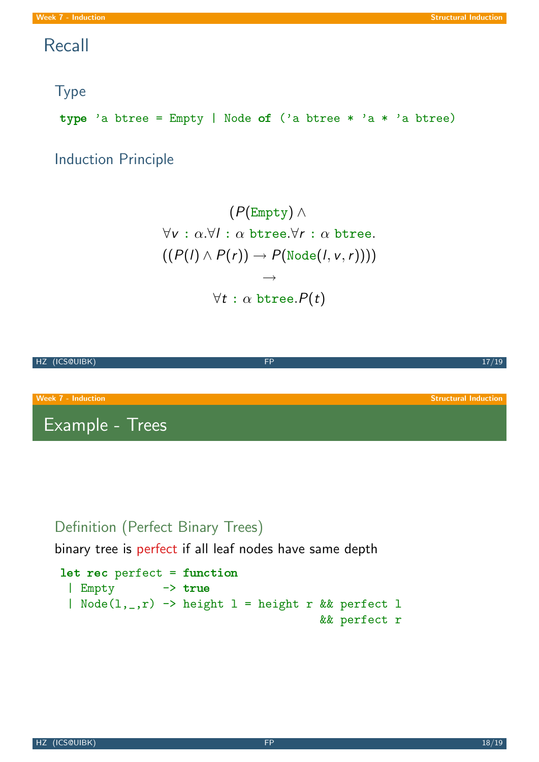# Recall

## Type

```
type 'a btree = Empty | Node of ('a btree * 'a * 'a btree)
```

## Induction Principle

$$
\begin{gathered}
(P(\texttt{Empty}) \land \\
\forall v : \alpha . \forall l : \alpha \texttt{ btree} . \forall r : \alpha \texttt{ btree}. \\
((P(l) \land P(r)) \rightarrow P(\texttt{Node}(l, v, r)))) \\
\rightarrow \\
\forall t : \alpha \texttt{ btree}. P(t)
\end{gathered}
$$

# Example - Trees

### Definition (Perfect Binary Trees)

binary tree is perfect if all leaf nodes have same depth

```
let rec perfect = function
 | Empty       -> true
 | Node(l,_,r) -> height l = height r && perfect l
                                       && perfect r
```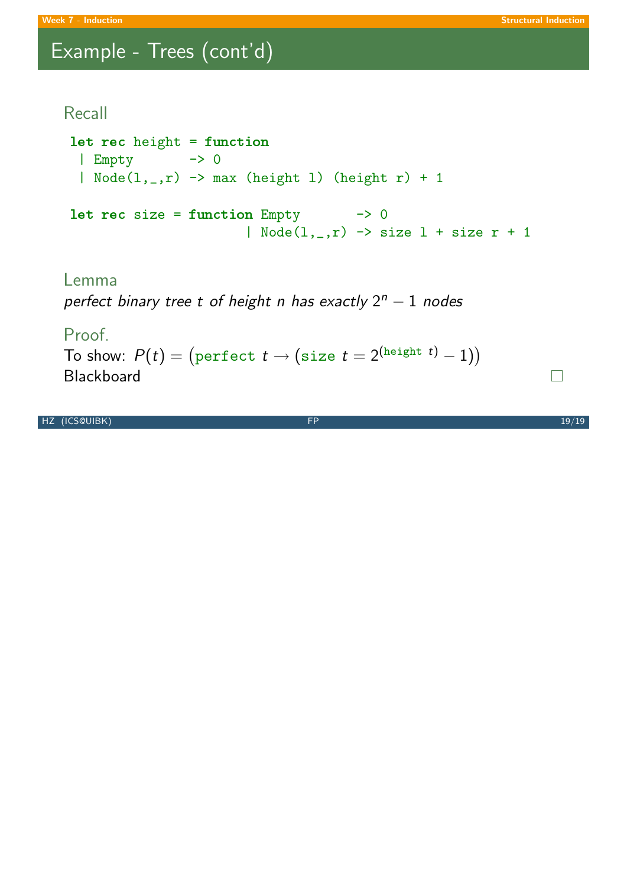# Example - Trees (cont'd)

## Recall

```
let rec height = function
 | Empty       -> 0
 | Node(l,_,r) -> max (height l) (height r) + 1

let rec size = function Empty       -> 0
                      | Node(l,_,r) -> size l + size r + 1
```

## Lemma

*perfect binary tree $t$ of height $n$ has exactly $2^n - 1$ nodes*

## Proof.

To show: $P(t) = (\texttt{perfect}\ t \rightarrow (\texttt{size}\ t = 2^{(\texttt{height}\ t)} - 1))$

Blackboard □